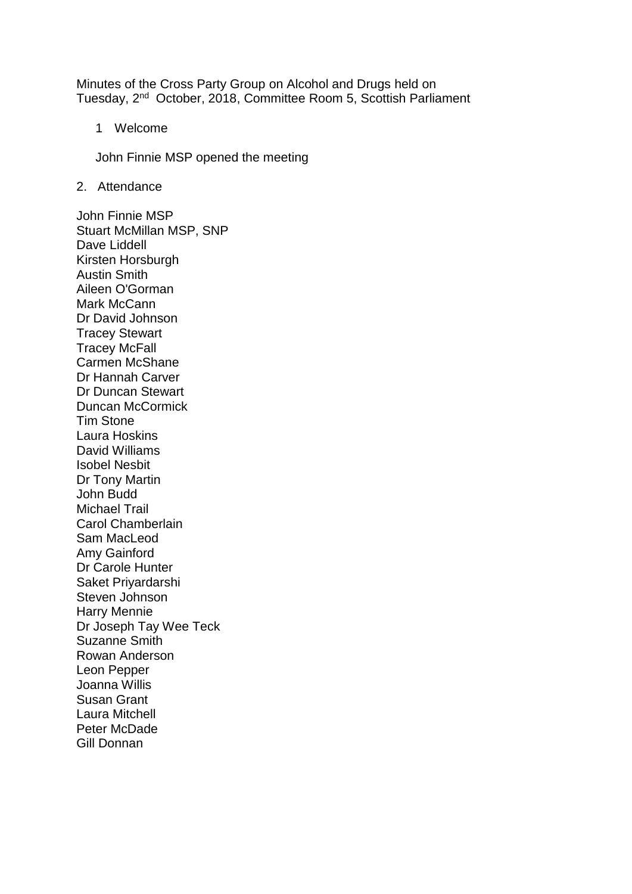Minutes of the Cross Party Group on Alcohol and Drugs held on Tuesday, 2nd October, 2018, Committee Room 5, Scottish Parliament

1 Welcome

John Finnie MSP opened the meeting

2. Attendance

John Finnie MSP
Stuart McMillan MSP, SNP
Dave Liddell
Kirsten Horsburgh
Austin Smith
Aileen O'Gorman
Mark McCann
Dr David Johnson
Tracey Stewart
Tracey McFall
Carmen McShane
Dr Hannah Carver
Dr Duncan Stewart
Duncan McCormick
Tim Stone
Laura Hoskins
David Williams
Isobel Nesbit
Dr Tony Martin
John Budd
Michael Trail
Carol Chamberlain
Sam MacLeod
Amy Gainford
Dr Carole Hunter
Saket Priyardarshi
Steven Johnson
Harry Mennie
Dr Joseph Tay Wee Teck
Suzanne Smith
Rowan Anderson
Leon Pepper
Joanna Willis
Susan Grant
Laura Mitchell
Peter McDade
Gill Donnan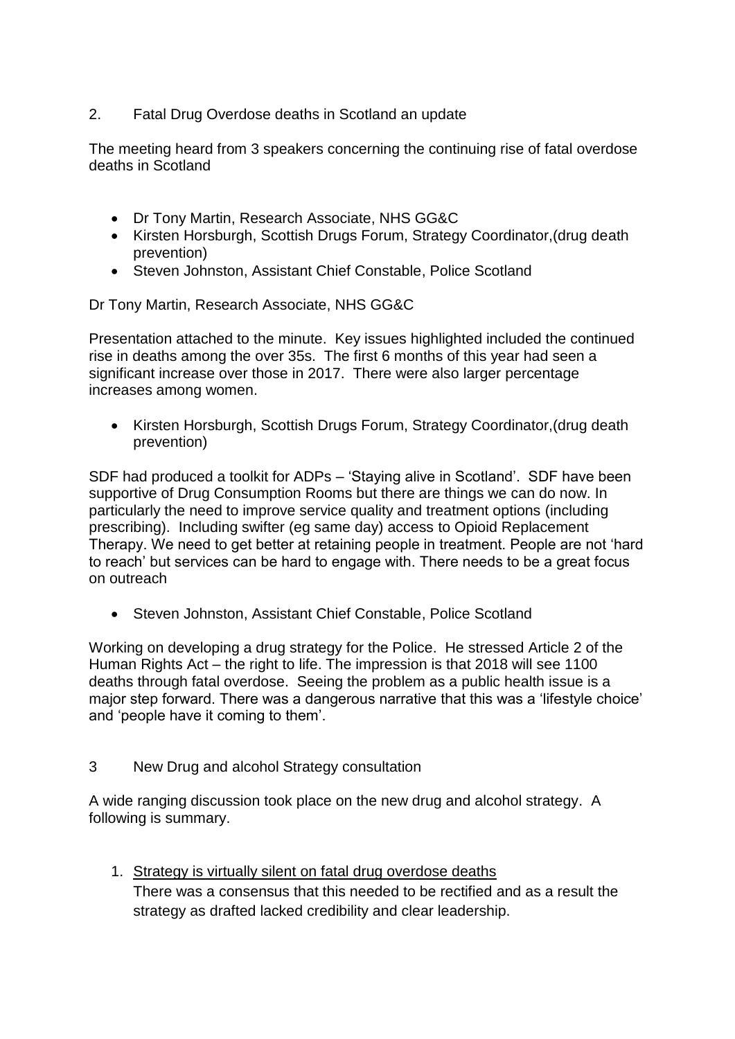## 2. Fatal Drug Overdose deaths in Scotland an update

The meeting heard from 3 speakers concerning the continuing rise of fatal overdose deaths in Scotland

- Dr Tony Martin, Research Associate, NHS GG&C
- Kirsten Horsburgh, Scottish Drugs Forum, Strategy Coordinator,(drug death prevention)
- Steven Johnston, Assistant Chief Constable, Police Scotland

Dr Tony Martin, Research Associate, NHS GG&C

Presentation attached to the minute. Key issues highlighted included the continued rise in deaths among the over 35s. The first 6 months of this year had seen a significant increase over those in 2017. There were also larger percentage increases among women.

- Kirsten Horsburgh, Scottish Drugs Forum, Strategy Coordinator,(drug death prevention)

SDF had produced a toolkit for ADPs – 'Staying alive in Scotland'. SDF have been supportive of Drug Consumption Rooms but there are things we can do now. In particularly the need to improve service quality and treatment options (including prescribing). Including swifter (eg same day) access to Opioid Replacement Therapy. We need to get better at retaining people in treatment. People are not 'hard to reach' but services can be hard to engage with. There needs to be a great focus on outreach

- Steven Johnston, Assistant Chief Constable, Police Scotland

Working on developing a drug strategy for the Police. He stressed Article 2 of the Human Rights Act – the right to life. The impression is that 2018 will see 1100 deaths through fatal overdose. Seeing the problem as a public health issue is a major step forward. There was a dangerous narrative that this was a 'lifestyle choice' and 'people have it coming to them'.

## 3 New Drug and alcohol Strategy consultation

A wide ranging discussion took place on the new drug and alcohol strategy. A following is summary.

1. <u>Strategy is virtually silent on fatal drug overdose deaths</u>
   There was a consensus that this needed to be rectified and as a result the strategy as drafted lacked credibility and clear leadership.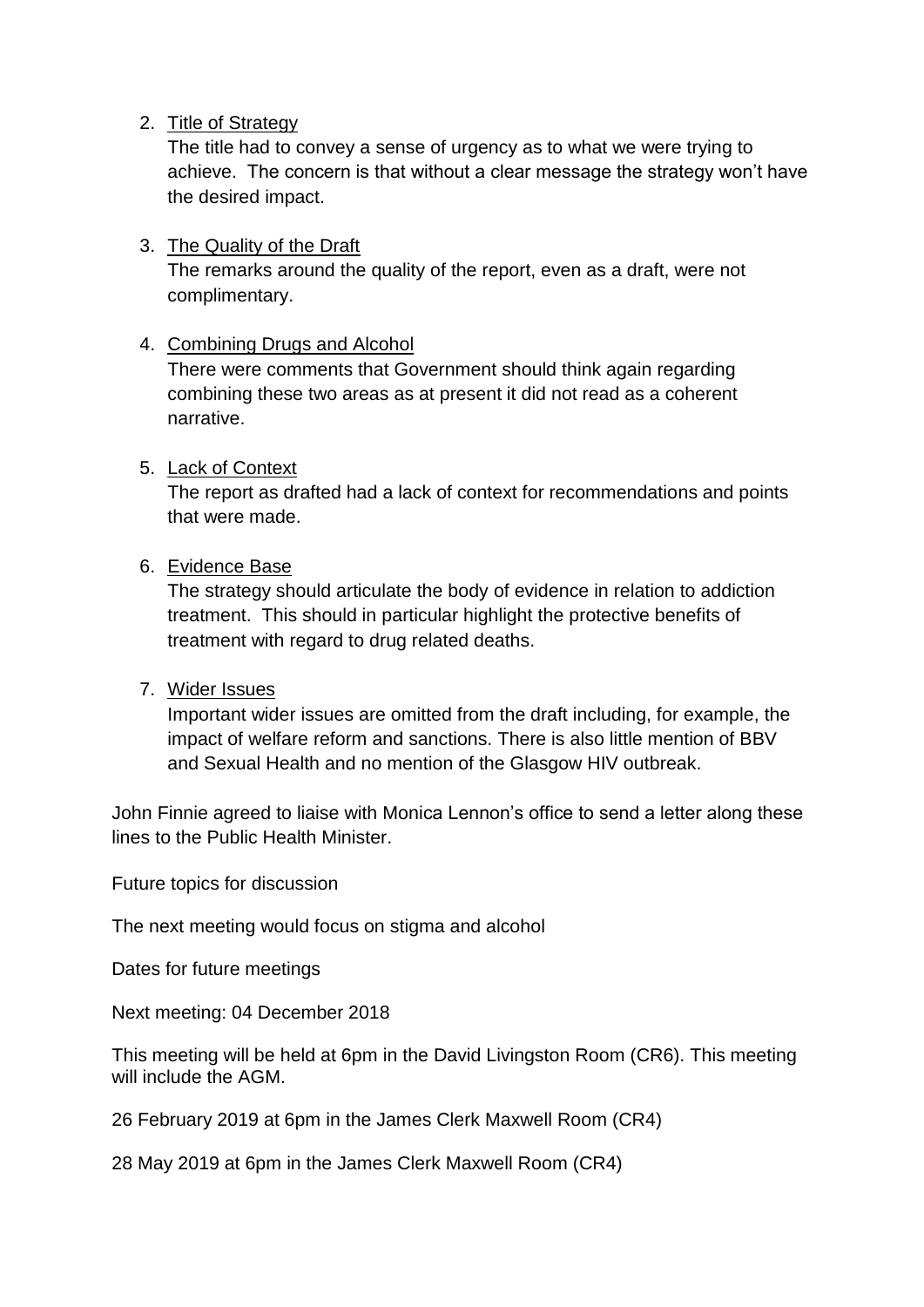2. Title of Strategy
   The title had to convey a sense of urgency as to what we were trying to achieve. The concern is that without a clear message the strategy won't have the desired impact.

3. The Quality of the Draft
   The remarks around the quality of the report, even as a draft, were not complimentary.

4. Combining Drugs and Alcohol
   There were comments that Government should think again regarding combining these two areas as at present it did not read as a coherent narrative.

5. Lack of Context
   The report as drafted had a lack of context for recommendations and points that were made.

6. Evidence Base
   The strategy should articulate the body of evidence in relation to addiction treatment. This should in particular highlight the protective benefits of treatment with regard to drug related deaths.

7. Wider Issues
   Important wider issues are omitted from the draft including, for example, the impact of welfare reform and sanctions. There is also little mention of BBV and Sexual Health and no mention of the Glasgow HIV outbreak.

John Finnie agreed to liaise with Monica Lennon's office to send a letter along these lines to the Public Health Minister.

Future topics for discussion

The next meeting would focus on stigma and alcohol

Dates for future meetings

Next meeting: 04 December 2018

This meeting will be held at 6pm in the David Livingston Room (CR6). This meeting will include the AGM.

26 February 2019 at 6pm in the James Clerk Maxwell Room (CR4)

28 May 2019 at 6pm in the James Clerk Maxwell Room (CR4)